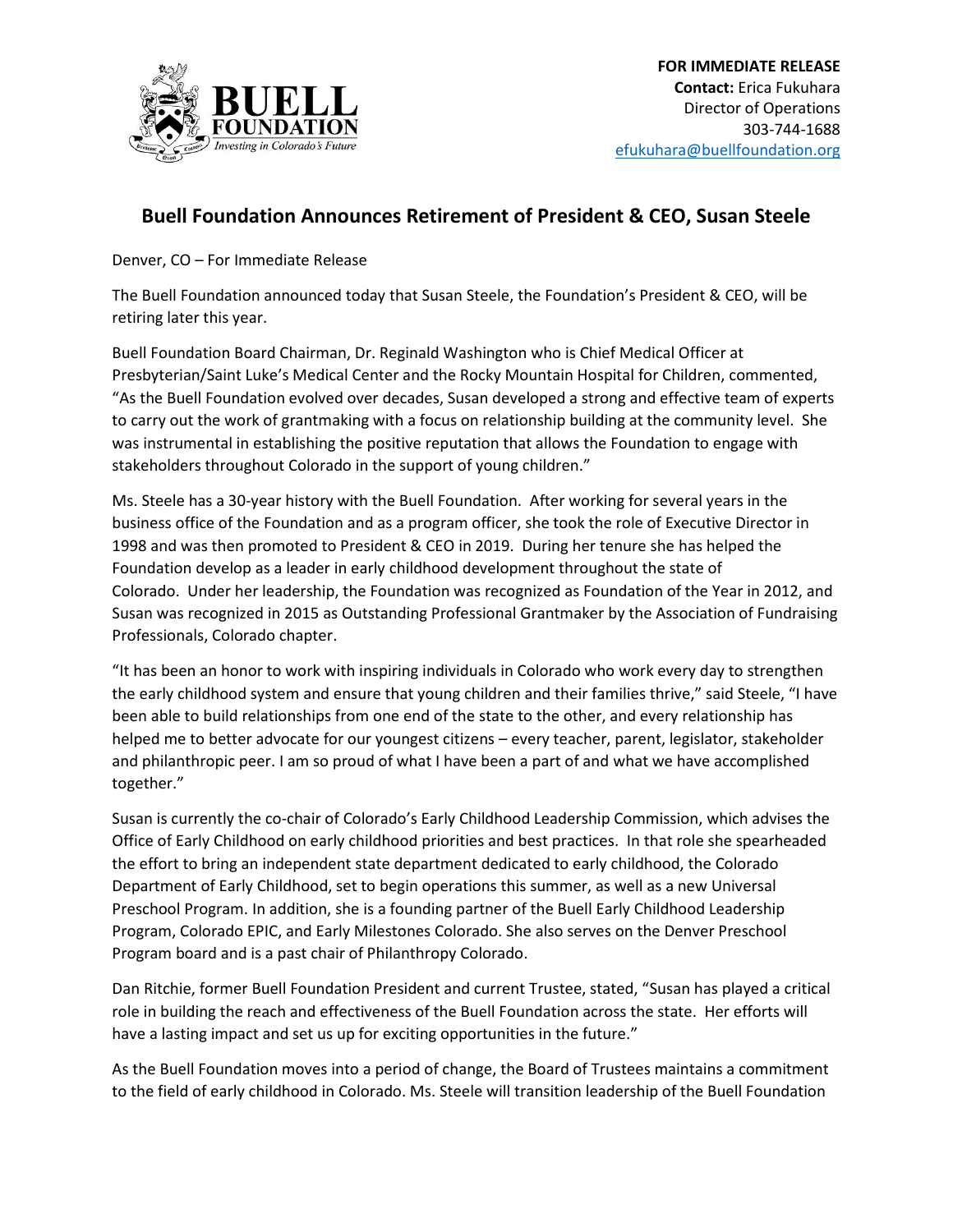**FOR IMMEDIATE RELEASE**
**Contact:** Erica Fukuhara
Director of Operations
303-744-1688
efukuhara@buellfoundation.org

# Buell Foundation Announces Retirement of President & CEO, Susan Steele

Denver, CO – For Immediate Release

The Buell Foundation announced today that Susan Steele, the Foundation's President & CEO, will be retiring later this year.

Buell Foundation Board Chairman, Dr. Reginald Washington who is Chief Medical Officer at Presbyterian/Saint Luke's Medical Center and the Rocky Mountain Hospital for Children, commented, "As the Buell Foundation evolved over decades, Susan developed a strong and effective team of experts to carry out the work of grantmaking with a focus on relationship building at the community level. She was instrumental in establishing the positive reputation that allows the Foundation to engage with stakeholders throughout Colorado in the support of young children."

Ms. Steele has a 30-year history with the Buell Foundation. After working for several years in the business office of the Foundation and as a program officer, she took the role of Executive Director in 1998 and was then promoted to President & CEO in 2019. During her tenure she has helped the Foundation develop as a leader in early childhood development throughout the state of Colorado. Under her leadership, the Foundation was recognized as Foundation of the Year in 2012, and Susan was recognized in 2015 as Outstanding Professional Grantmaker by the Association of Fundraising Professionals, Colorado chapter.

"It has been an honor to work with inspiring individuals in Colorado who work every day to strengthen the early childhood system and ensure that young children and their families thrive," said Steele, "I have been able to build relationships from one end of the state to the other, and every relationship has helped me to better advocate for our youngest citizens – every teacher, parent, legislator, stakeholder and philanthropic peer. I am so proud of what I have been a part of and what we have accomplished together."

Susan is currently the co-chair of Colorado's Early Childhood Leadership Commission, which advises the Office of Early Childhood on early childhood priorities and best practices. In that role she spearheaded the effort to bring an independent state department dedicated to early childhood, the Colorado Department of Early Childhood, set to begin operations this summer, as well as a new Universal Preschool Program. In addition, she is a founding partner of the Buell Early Childhood Leadership Program, Colorado EPIC, and Early Milestones Colorado. She also serves on the Denver Preschool Program board and is a past chair of Philanthropy Colorado.

Dan Ritchie, former Buell Foundation President and current Trustee, stated, "Susan has played a critical role in building the reach and effectiveness of the Buell Foundation across the state. Her efforts will have a lasting impact and set us up for exciting opportunities in the future."

As the Buell Foundation moves into a period of change, the Board of Trustees maintains a commitment to the field of early childhood in Colorado. Ms. Steele will transition leadership of the Buell Foundation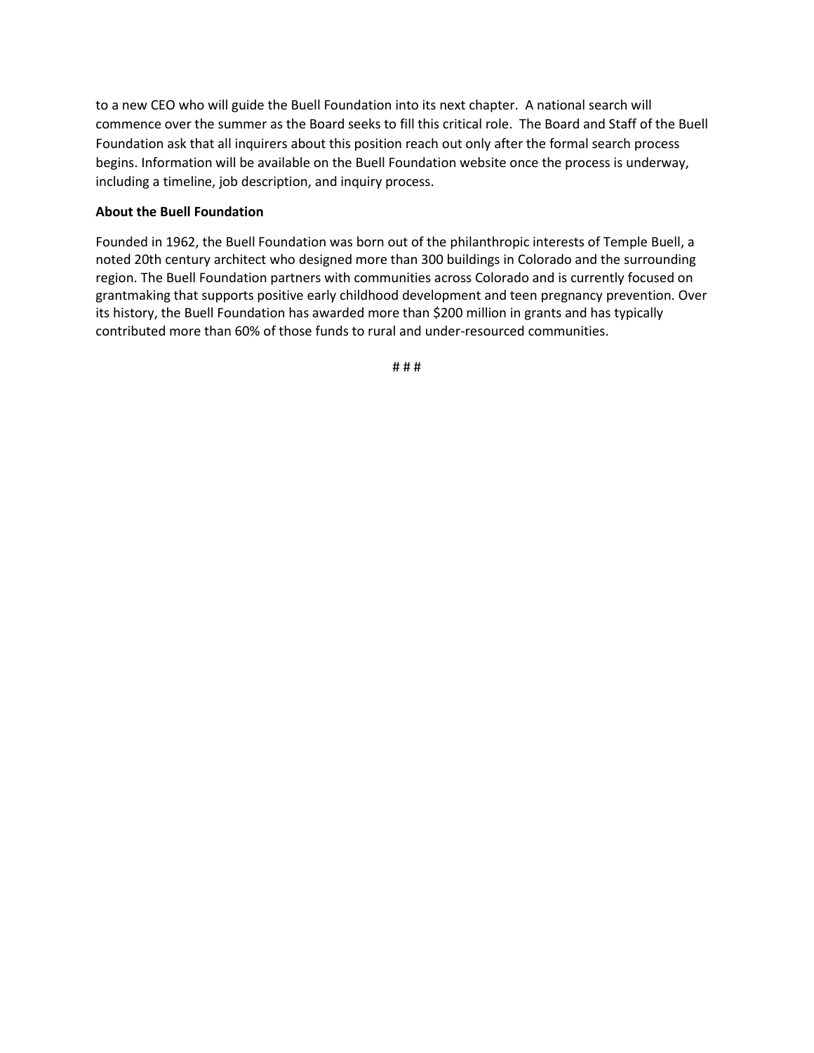to a new CEO who will guide the Buell Foundation into its next chapter. A national search will commence over the summer as the Board seeks to fill this critical role. The Board and Staff of the Buell Foundation ask that all inquirers about this position reach out only after the formal search process begins. Information will be available on the Buell Foundation website once the process is underway, including a timeline, job description, and inquiry process.

**About the Buell Foundation**

Founded in 1962, the Buell Foundation was born out of the philanthropic interests of Temple Buell, a noted 20th century architect who designed more than 300 buildings in Colorado and the surrounding region. The Buell Foundation partners with communities across Colorado and is currently focused on grantmaking that supports positive early childhood development and teen pregnancy prevention. Over its history, the Buell Foundation has awarded more than $200 million in grants and has typically contributed more than 60% of those funds to rural and under-resourced communities.

# # #